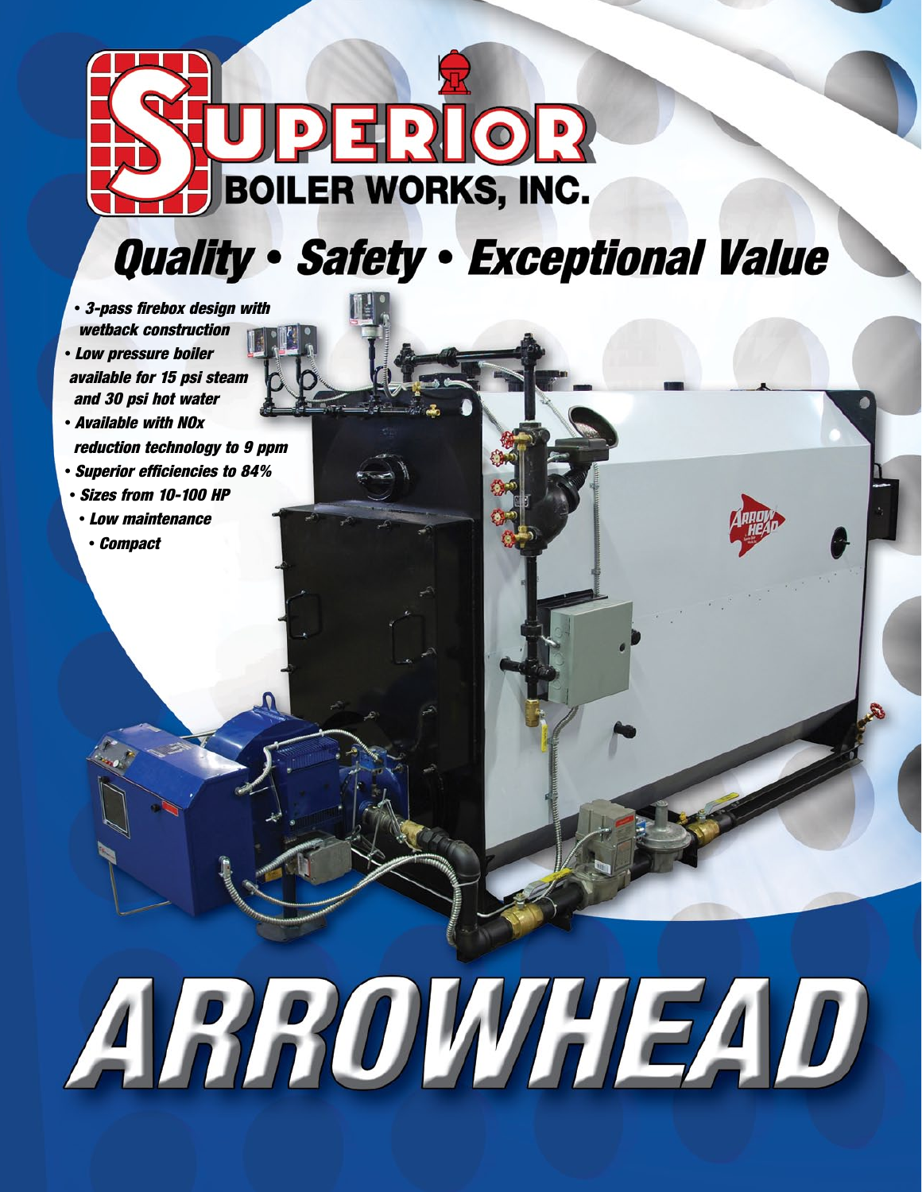# SUPERIOR BOILER WORKS, INC.

## *Quality • Safety • Exceptional Value*

- ***3-pass firebox design with wetback construction***
- ***Low pressure boiler available for 15 psi steam and 30 psi hot water***
- ***Available with NOx reduction technology to 9 ppm***
- ***Superior efficiencies to 84%***
- ***Sizes from 10-100 HP***
- ***Low maintenance***
- ***Compact***

# ARROWHEAD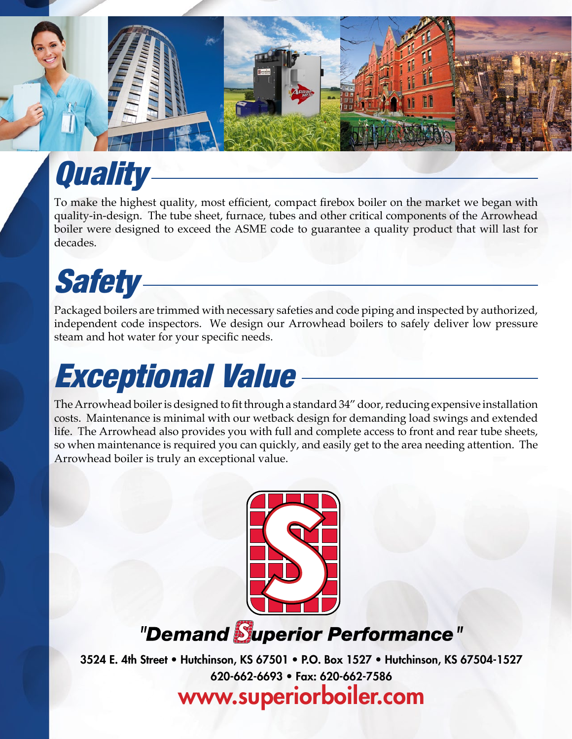## Quality

To make the highest quality, most efficient, compact firebox boiler on the market we began with quality-in-design. The tube sheet, furnace, tubes and other critical components of the Arrowhead boiler were designed to exceed the ASME code to guarantee a quality product that will last for decades.

## Safety

Packaged boilers are trimmed with necessary safeties and code piping and inspected by authorized, independent code inspectors. We design our Arrowhead boilers to safely deliver low pressure steam and hot water for your specific needs.

## Exceptional Value

The Arrowhead boiler is designed to fit through a standard 34" door, reducing expensive installation costs. Maintenance is minimal with our wetback design for demanding load swings and extended life. The Arrowhead also provides you with full and complete access to front and rear tube sheets, so when maintenance is required you can quickly, and easily get to the area needing attention. The Arrowhead boiler is truly an exceptional value.

***"Demand Superior Performance"***

**3524 E. 4th Street • Hutchinson, KS 67501 • P.O. Box 1527 • Hutchinson, KS 67504-1527**

**620-662-6693 • Fax: 620-662-7586**

**www.superiorboiler.com**